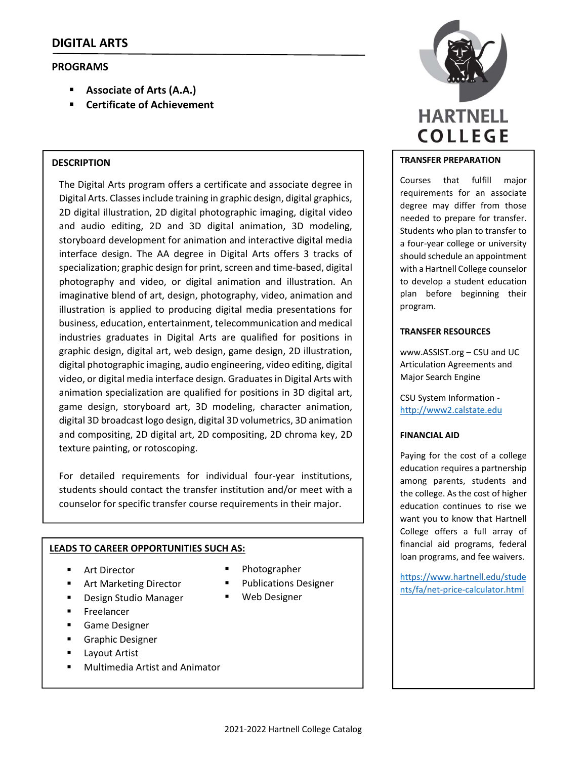# DIGITAL ARTS

## PROGRAMS

- **Associate of Arts (A.A.)**
- **Certificate of Achievement**

### DESCRIPTION

The Digital Arts program offers a certificate and associate degree in Digital Arts. Classes include training in graphic design, digital graphics, 2D digital illustration, 2D digital photographic imaging, digital video and audio editing, 2D and 3D digital animation, 3D modeling, storyboard development for animation and interactive digital media interface design. The AA degree in Digital Arts offers 3 tracks of specialization; graphic design for print, screen and time-based, digital photography and video, or digital animation and illustration. An imaginative blend of art, design, photography, video, animation and illustration is applied to producing digital media presentations for business, education, entertainment, telecommunication and medical industries graduates in Digital Arts are qualified for positions in graphic design, digital art, web design, game design, 2D illustration, digital photographic imaging, audio engineering, video editing, digital video, or digital media interface design. Graduates in Digital Arts with animation specialization are qualified for positions in 3D digital art, game design, storyboard art, 3D modeling, character animation, digital 3D broadcast logo design, digital 3D volumetrics, 3D animation and compositing, 2D digital art, 2D compositing, 2D chroma key, 2D texture painting, or rotoscoping.

For detailed requirements for individual four-year institutions, students should contact the transfer institution and/or meet with a counselor for specific transfer course requirements in their major.

### LEADS TO CAREER OPPORTUNITIES SUCH AS:

- Art Director
- Art Marketing Director
- Design Studio Manager
- Freelancer
- Game Designer
- Graphic Designer
- Layout Artist
- Multimedia Artist and Animator
- Photographer
- Publications Designer
- Web Designer

### TRANSFER PREPARATION

Courses that fulfill major requirements for an associate degree may differ from those needed to prepare for transfer. Students who plan to transfer to a four-year college or university should schedule an appointment with a Hartnell College counselor to develop a student education plan before beginning their program.

### TRANSFER RESOURCES

www.ASSIST.org – CSU and UC Articulation Agreements and Major Search Engine

CSU System Information - http://www2.calstate.edu

### FINANCIAL AID

Paying for the cost of a college education requires a partnership among parents, students and the college. As the cost of higher education continues to rise we want you to know that Hartnell College offers a full array of financial aid programs, federal loan programs, and fee waivers.

https://www.hartnell.edu/students/fa/net-price-calculator.html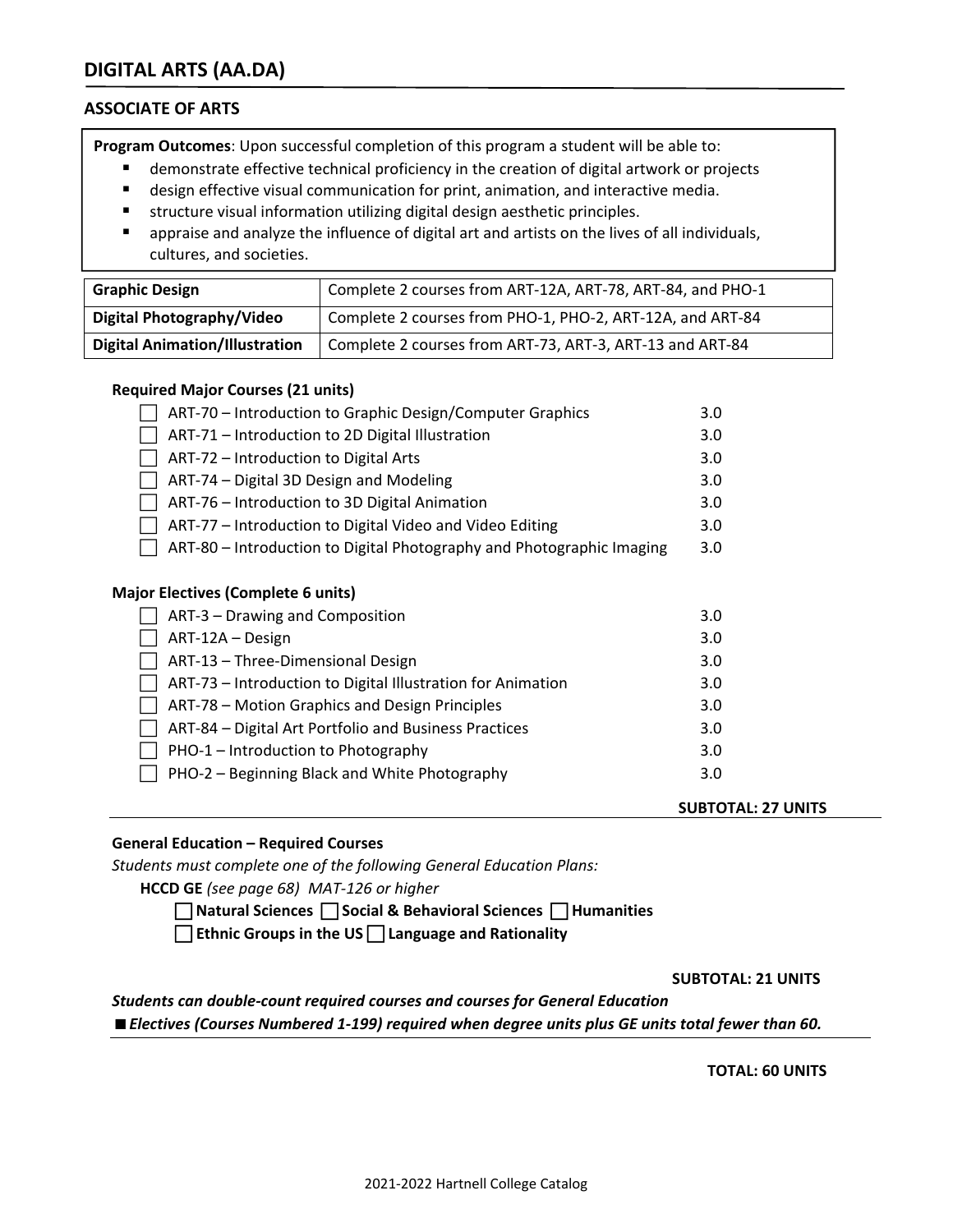## DIGITAL ARTS (AA.DA)

### ASSOCIATE OF ARTS

**Program Outcomes**: Upon successful completion of this program a student will be able to:

- demonstrate effective technical proficiency in the creation of digital artwork or projects
- design effective visual communication for print, animation, and interactive media.
- structure visual information utilizing digital design aesthetic principles.
- appraise and analyze the influence of digital art and artists on the lives of all individuals, cultures, and societies.

| | |
|---|---|
| **Graphic Design** | Complete 2 courses from ART-12A, ART-78, ART-84, and PHO-1 |
| **Digital Photography/Video** | Complete 2 courses from PHO-1, PHO-2, ART-12A, and ART-84 |
| **Digital Animation/Illustration** | Complete 2 courses from ART-73, ART-3, ART-13 and ART-84 |

**Required Major Courses (21 units)**

| Course | Units |
|---|---|
| ☐ ART-70 – Introduction to Graphic Design/Computer Graphics | 3.0 |
| ☐ ART-71 – Introduction to 2D Digital Illustration | 3.0 |
| ☐ ART-72 – Introduction to Digital Arts | 3.0 |
| ☐ ART-74 – Digital 3D Design and Modeling | 3.0 |
| ☐ ART-76 – Introduction to 3D Digital Animation | 3.0 |
| ☐ ART-77 – Introduction to Digital Video and Video Editing | 3.0 |
| ☐ ART-80 – Introduction to Digital Photography and Photographic Imaging | 3.0 |

**Major Electives (Complete 6 units)**

| Course | Units |
|---|---|
| ☐ ART-3 – Drawing and Composition | 3.0 |
| ☐ ART-12A – Design | 3.0 |
| ☐ ART-13 – Three-Dimensional Design | 3.0 |
| ☐ ART-73 – Introduction to Digital Illustration for Animation | 3.0 |
| ☐ ART-78 – Motion Graphics and Design Principles | 3.0 |
| ☐ ART-84 – Digital Art Portfolio and Business Practices | 3.0 |
| ☐ PHO-1 – Introduction to Photography | 3.0 |
| ☐ PHO-2 – Beginning Black and White Photography | 3.0 |

**SUBTOTAL: 27 UNITS**

**General Education – Required Courses**

*Students must complete one of the following General Education Plans:*

**HCCD GE** *(see page 68) MAT-126 or higher*

☐ **Natural Sciences** ☐ **Social & Behavioral Sciences** ☐ **Humanities**

☐ **Ethnic Groups in the US** ☐ **Language and Rationality**

**SUBTOTAL: 21 UNITS**

***Students can double-count required courses and courses for General Education***

■ ***Electives (Courses Numbered 1-199) required when degree units plus GE units total fewer than 60.***

**TOTAL: 60 UNITS**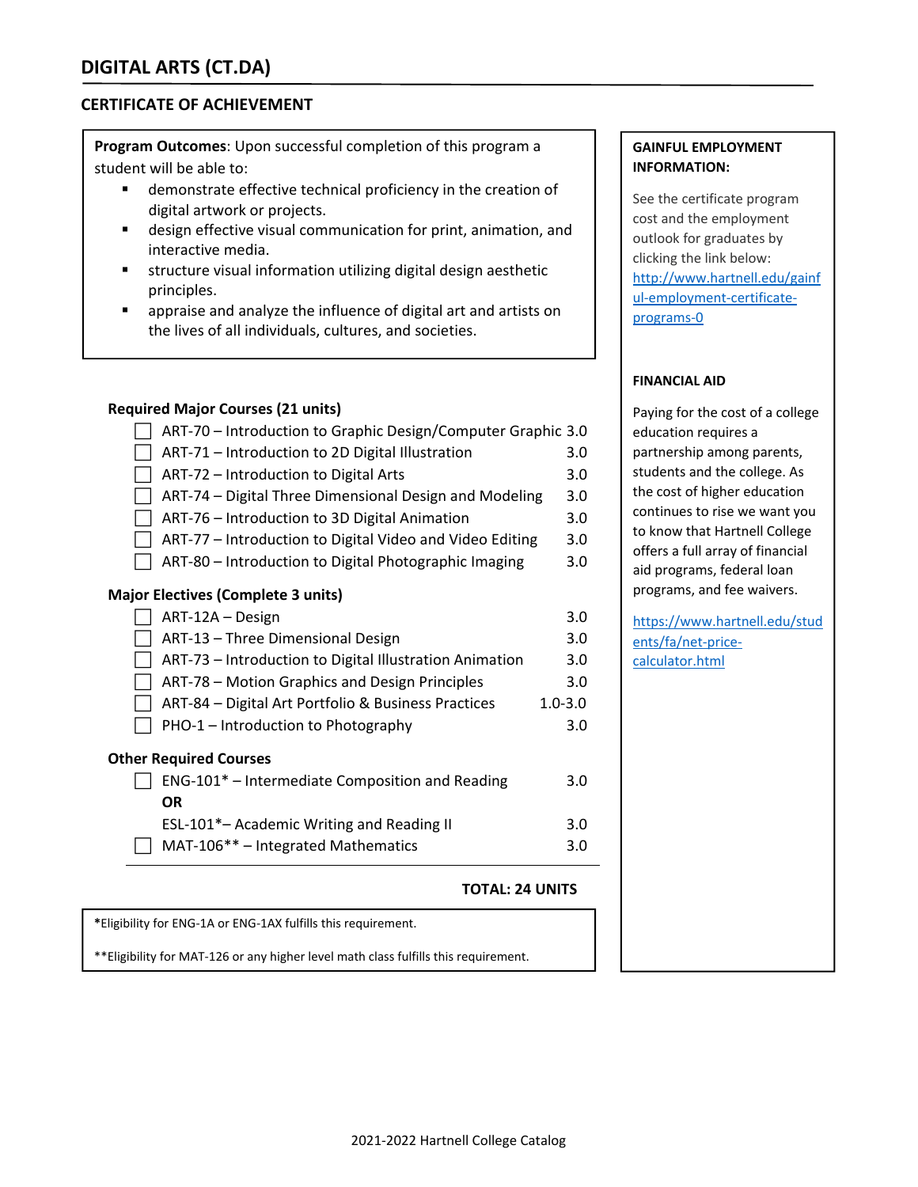# DIGITAL ARTS (CT.DA)

## CERTIFICATE OF ACHIEVEMENT

**Program Outcomes**: Upon successful completion of this program a student will be able to:

- demonstrate effective technical proficiency in the creation of digital artwork or projects.
- design effective visual communication for print, animation, and interactive media.
- structure visual information utilizing digital design aesthetic principles.
- appraise and analyze the influence of digital art and artists on the lives of all individuals, cultures, and societies.

### Required Major Courses (21 units)

| | |
|---|---|
| ☐ ART-70 – Introduction to Graphic Design/Computer Graphic | 3.0 |
| ☐ ART-71 – Introduction to 2D Digital Illustration | 3.0 |
| ☐ ART-72 – Introduction to Digital Arts | 3.0 |
| ☐ ART-74 – Digital Three Dimensional Design and Modeling | 3.0 |
| ☐ ART-76 – Introduction to 3D Digital Animation | 3.0 |
| ☐ ART-77 – Introduction to Digital Video and Video Editing | 3.0 |
| ☐ ART-80 – Introduction to Digital Photographic Imaging | 3.0 |

### Major Electives (Complete 3 units)

| | |
|---|---|
| ☐ ART-12A – Design | 3.0 |
| ☐ ART-13 – Three Dimensional Design | 3.0 |
| ☐ ART-73 – Introduction to Digital Illustration Animation | 3.0 |
| ☐ ART-78 – Motion Graphics and Design Principles | 3.0 |
| ☐ ART-84 – Digital Art Portfolio & Business Practices | 1.0-3.0 |
| ☐ PHO-1 – Introduction to Photography | 3.0 |

### Other Required Courses

| | |
|---|---|
| ☐ ENG-101* – Intermediate Composition and Reading | 3.0 |
| **OR** | |
| ESL-101*– Academic Writing and Reading II | 3.0 |
| ☐ MAT-106** – Integrated Mathematics | 3.0 |

**TOTAL: 24 UNITS**

*Eligibility for ENG-1A or ENG-1AX fulfills this requirement.

**Eligibility for MAT-126 or any higher level math class fulfills this requirement.

**GAINFUL EMPLOYMENT INFORMATION:**

See the certificate program cost and the employment outlook for graduates by clicking the link below: http://www.hartnell.edu/gainful-employment-certificate-programs-0

**FINANCIAL AID**

Paying for the cost of a college education requires a partnership among parents, students and the college. As the cost of higher education continues to rise we want you to know that Hartnell College offers a full array of financial aid programs, federal loan programs, and fee waivers.

https://www.hartnell.edu/students/fa/net-price-calculator.html